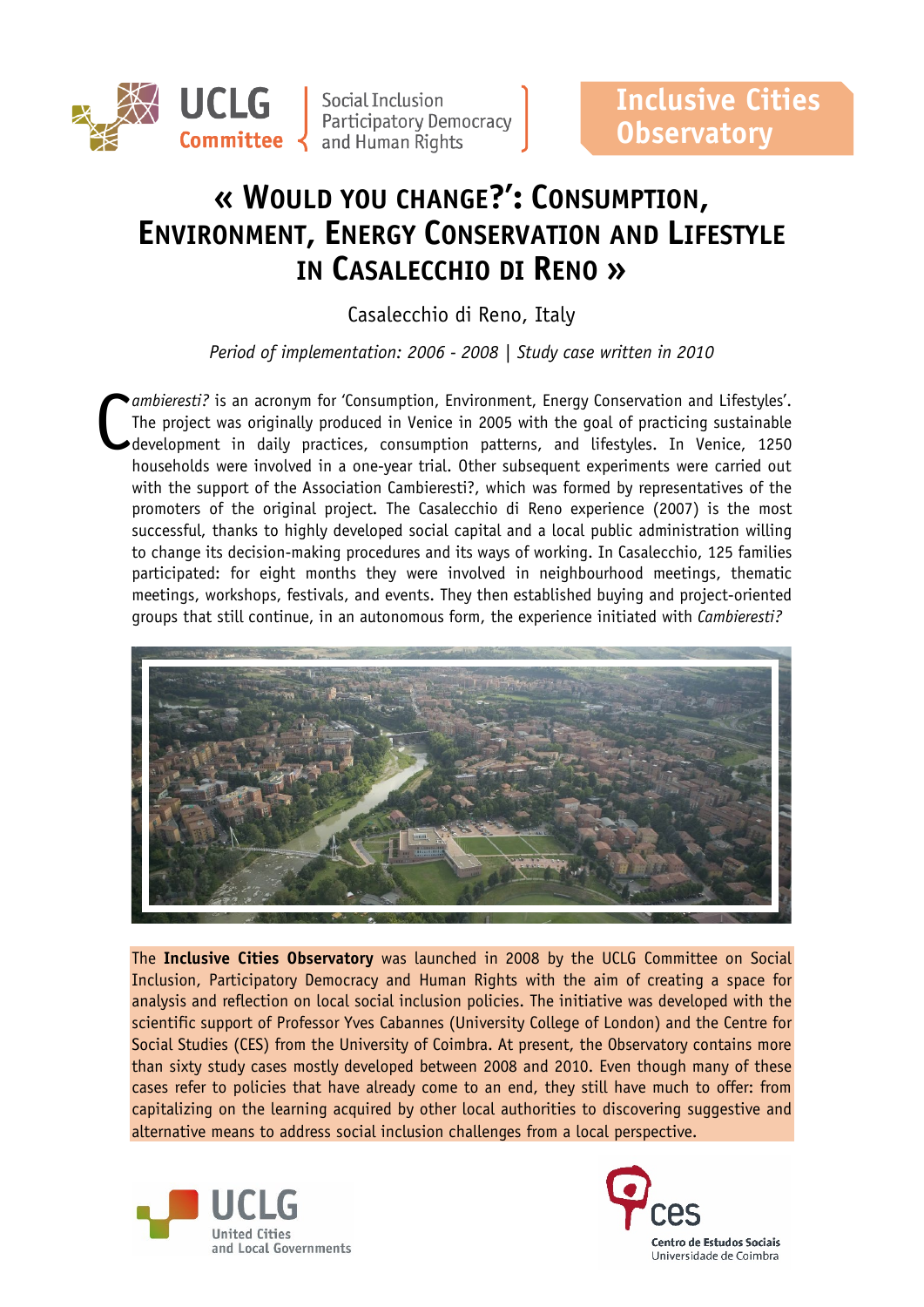UCLG Committee | Social Inclusion Participatory Democracy and Human Rights

Inclusive Cities Observatory

# « WOULD YOU CHANGE?': CONSUMPTION, ENVIRONMENT, ENERGY CONSERVATION AND LIFESTYLE IN CASALECCHIO DI RENO »

Casalecchio di Reno, Italy

*Period of implementation: 2006 - 2008 | Study case written in 2010*

*Cambieresti?* is an acronym for 'Consumption, Environment, Energy Conservation and Lifestyles'. The project was originally produced in Venice in 2005 with the goal of practicing sustainable development in daily practices, consumption patterns, and lifestyles. In Venice, 1250 households were involved in a one-year trial. Other subsequent experiments were carried out with the support of the Association Cambieresti?, which was formed by representatives of the promoters of the original project. The Casalecchio di Reno experience (2007) is the most successful, thanks to highly developed social capital and a local public administration willing to change its decision-making procedures and its ways of working. In Casalecchio, 125 families participated: for eight months they were involved in neighbourhood meetings, thematic meetings, workshops, festivals, and events. They then established buying and project-oriented groups that still continue, in an autonomous form, the experience initiated with *Cambieresti?*

The **Inclusive Cities Observatory** was launched in 2008 by the UCLG Committee on Social Inclusion, Participatory Democracy and Human Rights with the aim of creating a space for analysis and reflection on local social inclusion policies. The initiative was developed with the scientific support of Professor Yves Cabannes (University College of London) and the Centre for Social Studies (CES) from the University of Coimbra. At present, the Observatory contains more than sixty study cases mostly developed between 2008 and 2010. Even though many of these cases refer to policies that have already come to an end, they still have much to offer: from capitalizing on the learning acquired by other local authorities to discovering suggestive and alternative means to address social inclusion challenges from a local perspective.

UCLG United Cities and Local Governments

ces Centro de Estudos Sociais Universidade de Coimbra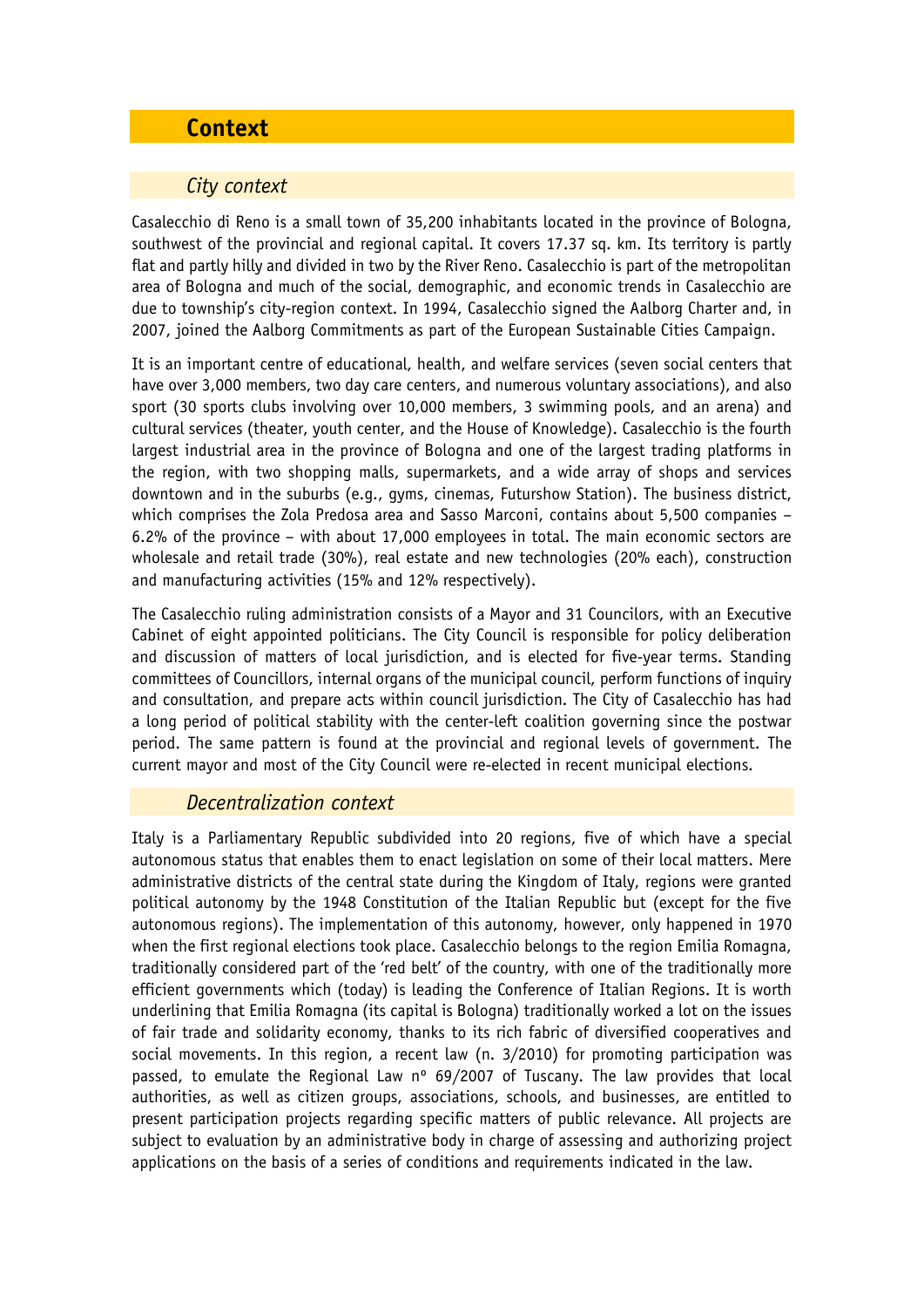# Context

## *City context*

Casalecchio di Reno is a small town of 35,200 inhabitants located in the province of Bologna, southwest of the provincial and regional capital. It covers 17.37 sq. km. Its territory is partly flat and partly hilly and divided in two by the River Reno. Casalecchio is part of the metropolitan area of Bologna and much of the social, demographic, and economic trends in Casalecchio are due to township's city-region context. In 1994, Casalecchio signed the Aalborg Charter and, in 2007, joined the Aalborg Commitments as part of the European Sustainable Cities Campaign.

It is an important centre of educational, health, and welfare services (seven social centers that have over 3,000 members, two day care centers, and numerous voluntary associations), and also sport (30 sports clubs involving over 10,000 members, 3 swimming pools, and an arena) and cultural services (theater, youth center, and the House of Knowledge). Casalecchio is the fourth largest industrial area in the province of Bologna and one of the largest trading platforms in the region, with two shopping malls, supermarkets, and a wide array of shops and services downtown and in the suburbs (e.g., gyms, cinemas, Futurshow Station). The business district, which comprises the Zola Predosa area and Sasso Marconi, contains about 5,500 companies – 6.2% of the province – with about 17,000 employees in total. The main economic sectors are wholesale and retail trade (30%), real estate and new technologies (20% each), construction and manufacturing activities (15% and 12% respectively).

The Casalecchio ruling administration consists of a Mayor and 31 Councilors, with an Executive Cabinet of eight appointed politicians. The City Council is responsible for policy deliberation and discussion of matters of local jurisdiction, and is elected for five-year terms. Standing committees of Councillors, internal organs of the municipal council, perform functions of inquiry and consultation, and prepare acts within council jurisdiction. The City of Casalecchio has had a long period of political stability with the center-left coalition governing since the postwar period. The same pattern is found at the provincial and regional levels of government. The current mayor and most of the City Council were re-elected in recent municipal elections.

## *Decentralization context*

Italy is a Parliamentary Republic subdivided into 20 regions, five of which have a special autonomous status that enables them to enact legislation on some of their local matters. Mere administrative districts of the central state during the Kingdom of Italy, regions were granted political autonomy by the 1948 Constitution of the Italian Republic but (except for the five autonomous regions). The implementation of this autonomy, however, only happened in 1970 when the first regional elections took place. Casalecchio belongs to the region Emilia Romagna, traditionally considered part of the 'red belt' of the country, with one of the traditionally more efficient governments which (today) is leading the Conference of Italian Regions. It is worth underlining that Emilia Romagna (its capital is Bologna) traditionally worked a lot on the issues of fair trade and solidarity economy, thanks to its rich fabric of diversified cooperatives and social movements. In this region, a recent law (n. 3/2010) for promoting participation was passed, to emulate the Regional Law n° 69/2007 of Tuscany. The law provides that local authorities, as well as citizen groups, associations, schools, and businesses, are entitled to present participation projects regarding specific matters of public relevance. All projects are subject to evaluation by an administrative body in charge of assessing and authorizing project applications on the basis of a series of conditions and requirements indicated in the law.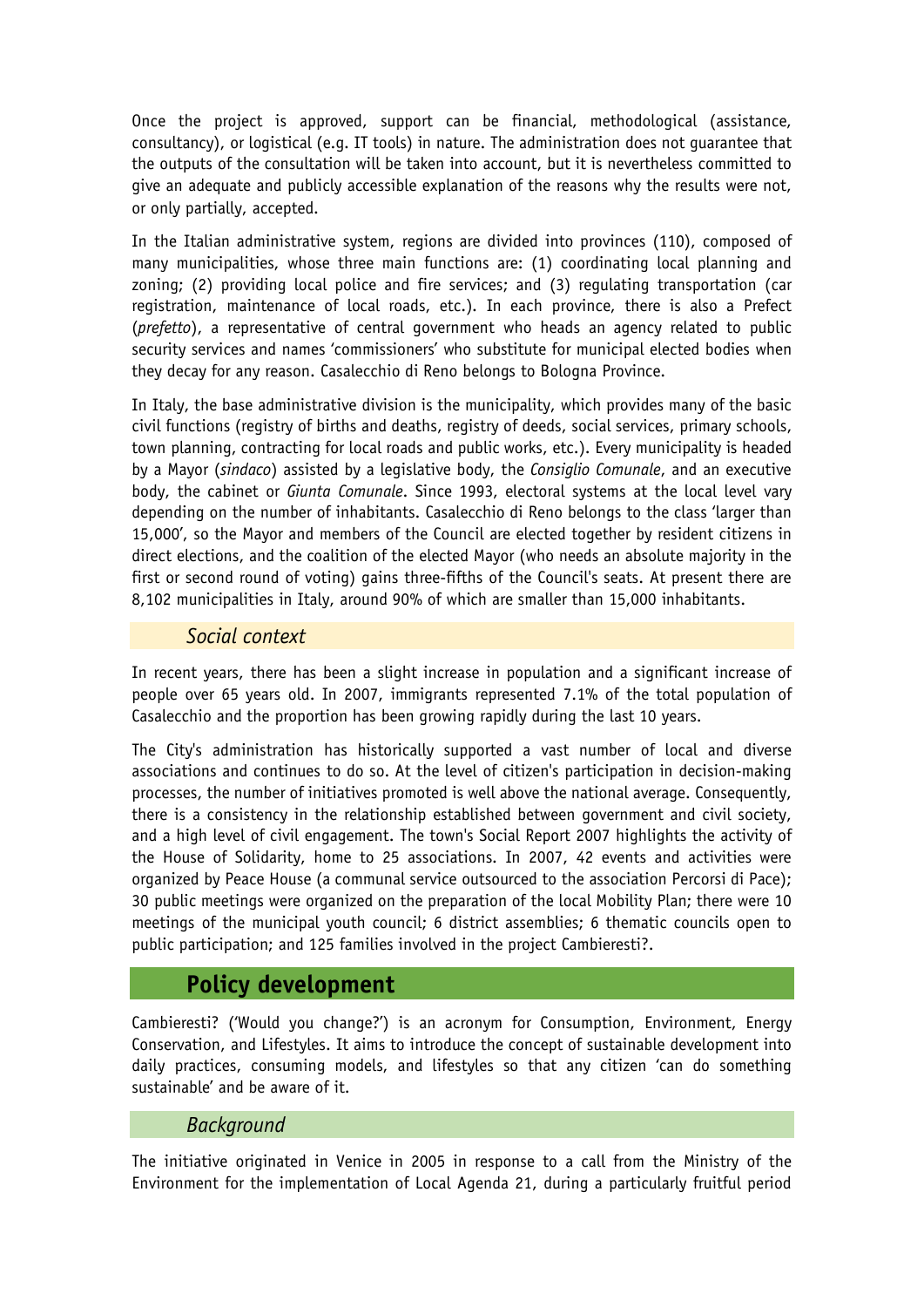Once the project is approved, support can be financial, methodological (assistance, consultancy), or logistical (e.g. IT tools) in nature. The administration does not guarantee that the outputs of the consultation will be taken into account, but it is nevertheless committed to give an adequate and publicly accessible explanation of the reasons why the results were not, or only partially, accepted.

In the Italian administrative system, regions are divided into provinces (110), composed of many municipalities, whose three main functions are: (1) coordinating local planning and zoning; (2) providing local police and fire services; and (3) regulating transportation (car registration, maintenance of local roads, etc.). In each province, there is also a Prefect (*prefetto*), a representative of central government who heads an agency related to public security services and names 'commissioners' who substitute for municipal elected bodies when they decay for any reason. Casalecchio di Reno belongs to Bologna Province.

In Italy, the base administrative division is the municipality, which provides many of the basic civil functions (registry of births and deaths, registry of deeds, social services, primary schools, town planning, contracting for local roads and public works, etc.). Every municipality is headed by a Mayor (*sindaco*) assisted by a legislative body, the *Consiglio Comunale*, and an executive body, the cabinet or *Giunta Comunale*. Since 1993, electoral systems at the local level vary depending on the number of inhabitants. Casalecchio di Reno belongs to the class 'larger than 15,000', so the Mayor and members of the Council are elected together by resident citizens in direct elections, and the coalition of the elected Mayor (who needs an absolute majority in the first or second round of voting) gains three-fifths of the Council's seats. At present there are 8,102 municipalities in Italy, around 90% of which are smaller than 15,000 inhabitants.

### *Social context*

In recent years, there has been a slight increase in population and a significant increase of people over 65 years old. In 2007, immigrants represented 7.1% of the total population of Casalecchio and the proportion has been growing rapidly during the last 10 years.

The City's administration has historically supported a vast number of local and diverse associations and continues to do so. At the level of citizen's participation in decision-making processes, the number of initiatives promoted is well above the national average. Consequently, there is a consistency in the relationship established between government and civil society, and a high level of civil engagement. The town's Social Report 2007 highlights the activity of the House of Solidarity, home to 25 associations. In 2007, 42 events and activities were organized by Peace House (a communal service outsourced to the association Percorsi di Pace); 30 public meetings were organized on the preparation of the local Mobility Plan; there were 10 meetings of the municipal youth council; 6 district assemblies; 6 thematic councils open to public participation; and 125 families involved in the project Cambieresti?.

## Policy development

Cambieresti? ('Would you change?') is an acronym for Consumption, Environment, Energy Conservation, and Lifestyles. It aims to introduce the concept of sustainable development into daily practices, consuming models, and lifestyles so that any citizen 'can do something sustainable' and be aware of it.

### *Background*

The initiative originated in Venice in 2005 in response to a call from the Ministry of the Environment for the implementation of Local Agenda 21, during a particularly fruitful period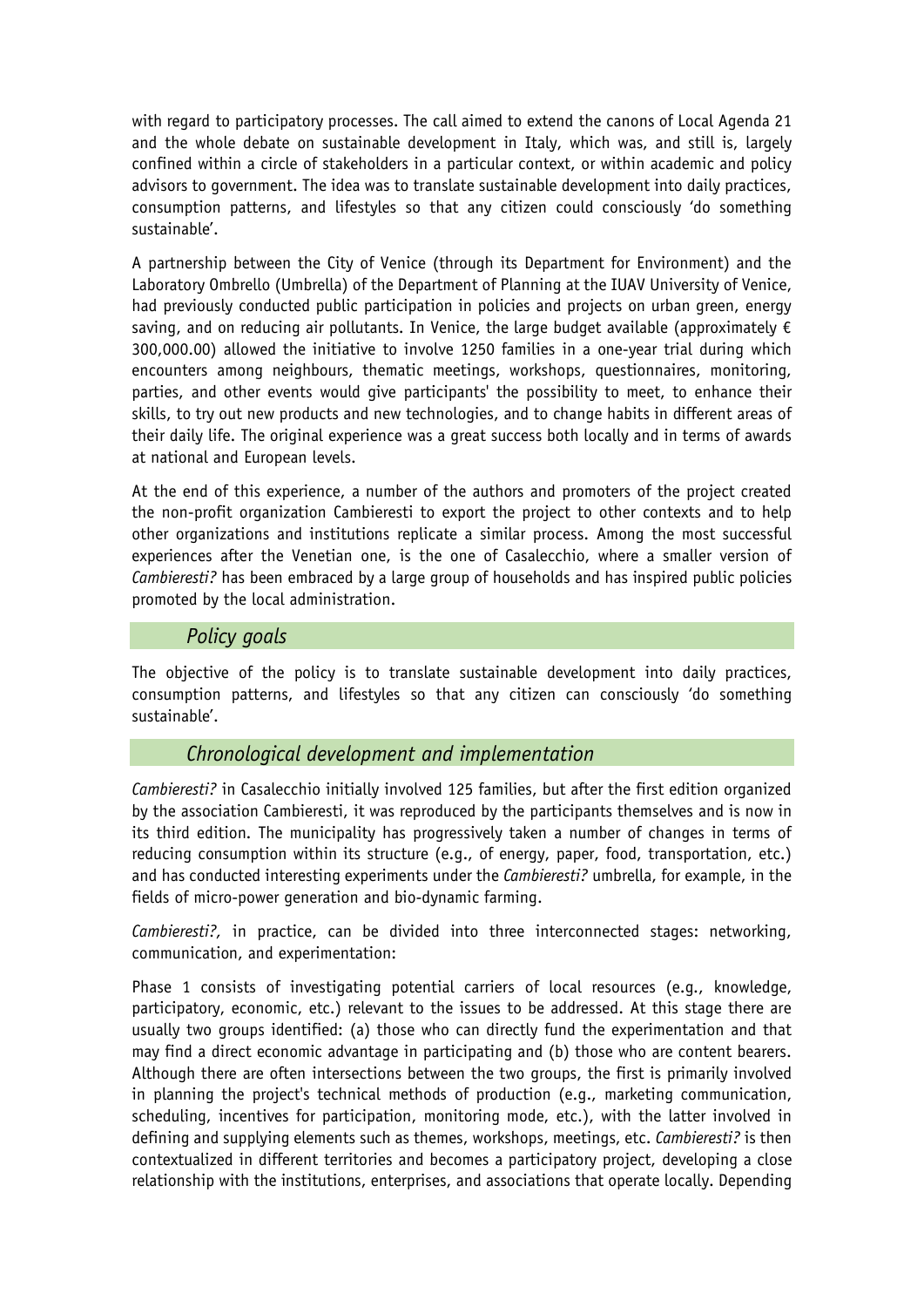with regard to participatory processes. The call aimed to extend the canons of Local Agenda 21 and the whole debate on sustainable development in Italy, which was, and still is, largely confined within a circle of stakeholders in a particular context, or within academic and policy advisors to government. The idea was to translate sustainable development into daily practices, consumption patterns, and lifestyles so that any citizen could consciously 'do something sustainable'.

A partnership between the City of Venice (through its Department for Environment) and the Laboratory Ombrello (Umbrella) of the Department of Planning at the IUAV University of Venice, had previously conducted public participation in policies and projects on urban green, energy saving, and on reducing air pollutants. In Venice, the large budget available (approximately € 300,000.00) allowed the initiative to involve 1250 families in a one-year trial during which encounters among neighbours, thematic meetings, workshops, questionnaires, monitoring, parties, and other events would give participants' the possibility to meet, to enhance their skills, to try out new products and new technologies, and to change habits in different areas of their daily life. The original experience was a great success both locally and in terms of awards at national and European levels.

At the end of this experience, a number of the authors and promoters of the project created the non-profit organization Cambieresti to export the project to other contexts and to help other organizations and institutions replicate a similar process. Among the most successful experiences after the Venetian one, is the one of Casalecchio, where a smaller version of *Cambieresti?* has been embraced by a large group of households and has inspired public policies promoted by the local administration.

## *Policy goals*

The objective of the policy is to translate sustainable development into daily practices, consumption patterns, and lifestyles so that any citizen can consciously 'do something sustainable'.

## *Chronological development and implementation*

*Cambieresti?* in Casalecchio initially involved 125 families, but after the first edition organized by the association Cambieresti, it was reproduced by the participants themselves and is now in its third edition. The municipality has progressively taken a number of changes in terms of reducing consumption within its structure (e.g., of energy, paper, food, transportation, etc.) and has conducted interesting experiments under the *Cambieresti?* umbrella, for example, in the fields of micro-power generation and bio-dynamic farming.

*Cambieresti?,* in practice, can be divided into three interconnected stages: networking, communication, and experimentation:

Phase 1 consists of investigating potential carriers of local resources (e.g., knowledge, participatory, economic, etc.) relevant to the issues to be addressed. At this stage there are usually two groups identified: (a) those who can directly fund the experimentation and that may find a direct economic advantage in participating and (b) those who are content bearers. Although there are often intersections between the two groups, the first is primarily involved in planning the project's technical methods of production (e.g., marketing communication, scheduling, incentives for participation, monitoring mode, etc.), with the latter involved in defining and supplying elements such as themes, workshops, meetings, etc. *Cambieresti?* is then contextualized in different territories and becomes a participatory project, developing a close relationship with the institutions, enterprises, and associations that operate locally. Depending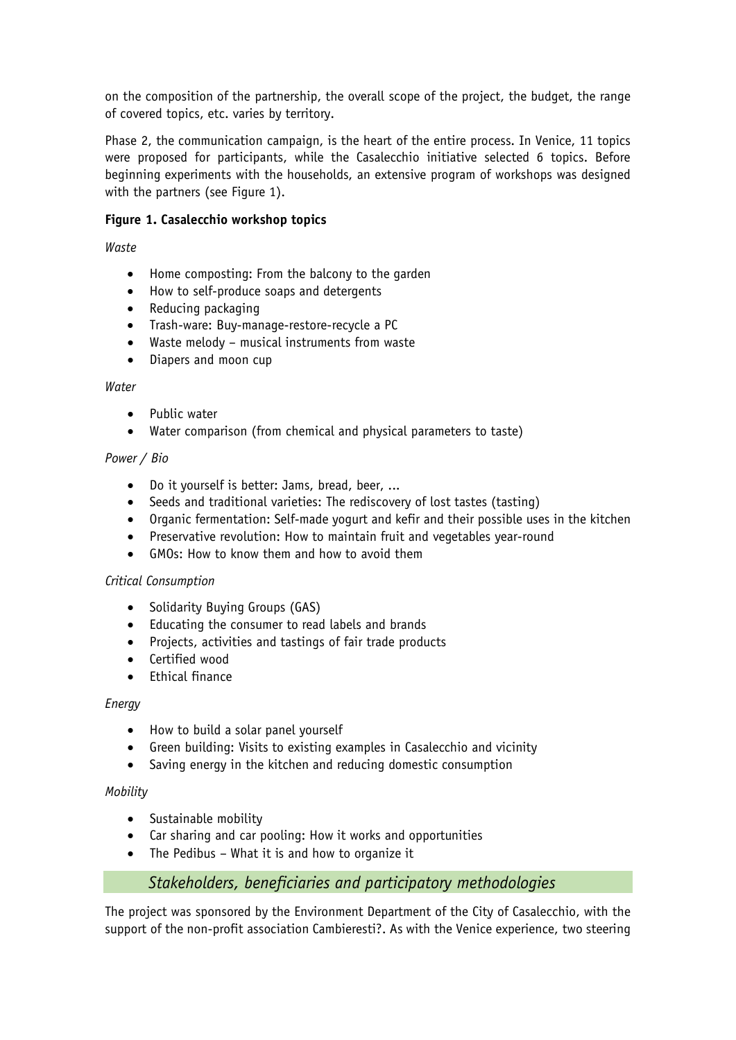on the composition of the partnership, the overall scope of the project, the budget, the range of covered topics, etc. varies by territory.

Phase 2, the communication campaign, is the heart of the entire process. In Venice, 11 topics were proposed for participants, while the Casalecchio initiative selected 6 topics. Before beginning experiments with the households, an extensive program of workshops was designed with the partners (see Figure 1).

**Figure 1. Casalecchio workshop topics**

*Waste*

- Home composting: From the balcony to the garden
- How to self-produce soaps and detergents
- Reducing packaging
- Trash-ware: Buy-manage-restore-recycle a PC
- Waste melody – musical instruments from waste
- Diapers and moon cup

*Water*

- Public water
- Water comparison (from chemical and physical parameters to taste)

*Power / Bio*

- Do it yourself is better: Jams, bread, beer, ...
- Seeds and traditional varieties: The rediscovery of lost tastes (tasting)
- Organic fermentation: Self-made yogurt and kefir and their possible uses in the kitchen
- Preservative revolution: How to maintain fruit and vegetables year-round
- GMOs: How to know them and how to avoid them

*Critical Consumption*

- Solidarity Buying Groups (GAS)
- Educating the consumer to read labels and brands
- Projects, activities and tastings of fair trade products
- Certified wood
- Ethical finance

*Energy*

- How to build a solar panel yourself
- Green building: Visits to existing examples in Casalecchio and vicinity
- Saving energy in the kitchen and reducing domestic consumption

*Mobility*

- Sustainable mobility
- Car sharing and car pooling: How it works and opportunities
- The Pedibus – What it is and how to organize it

## *Stakeholders, beneficiaries and participatory methodologies*

The project was sponsored by the Environment Department of the City of Casalecchio, with the support of the non-profit association Cambieresti?. As with the Venice experience, two steering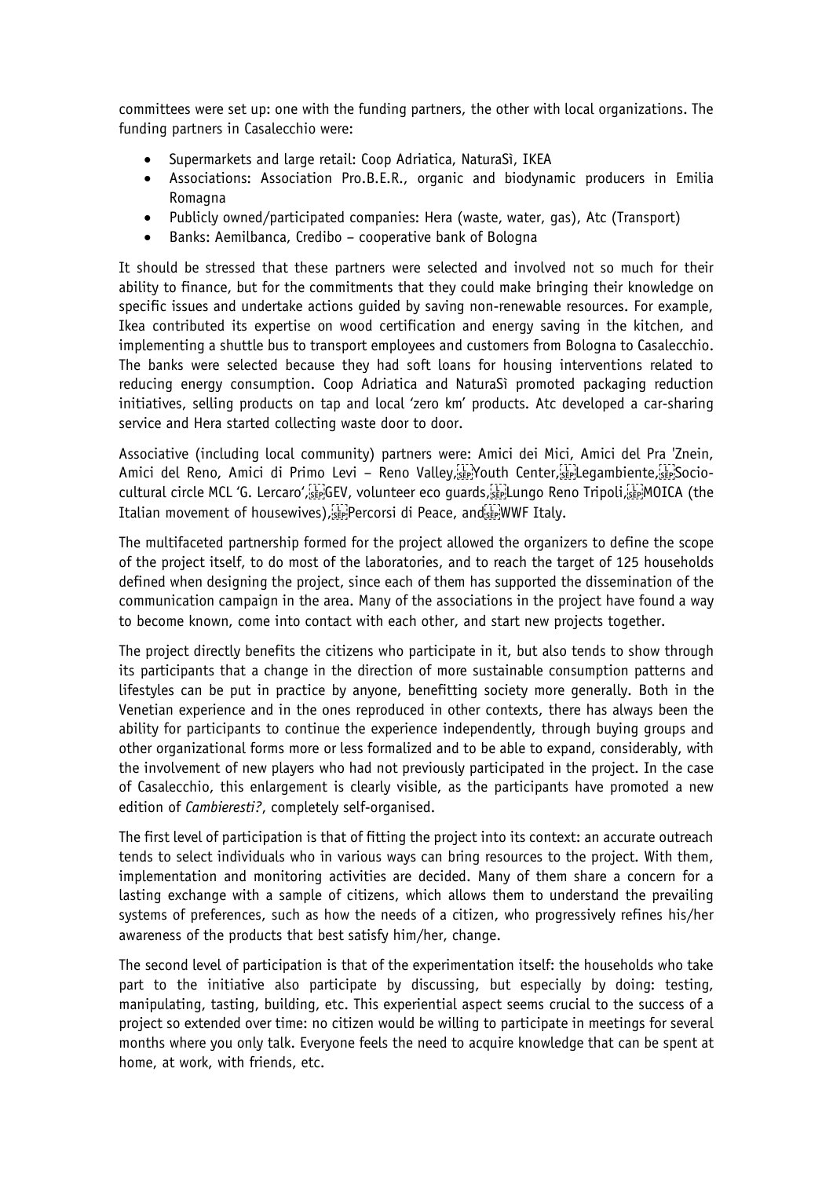committees were set up: one with the funding partners, the other with local organizations. The funding partners in Casalecchio were:

- Supermarkets and large retail: Coop Adriatica, NaturaSì, IKEA
- Associations: Association Pro.B.E.R., organic and biodynamic producers in Emilia Romagna
- Publicly owned/participated companies: Hera (waste, water, gas), Atc (Transport)
- Banks: Aemilbanca, Credibo – cooperative bank of Bologna

It should be stressed that these partners were selected and involved not so much for their ability to finance, but for the commitments that they could make bringing their knowledge on specific issues and undertake actions guided by saving non-renewable resources. For example, Ikea contributed its expertise on wood certification and energy saving in the kitchen, and implementing a shuttle bus to transport employees and customers from Bologna to Casalecchio. The banks were selected because they had soft loans for housing interventions related to reducing energy consumption. Coop Adriatica and NaturaSì promoted packaging reduction initiatives, selling products on tap and local 'zero km' products. Atc developed a car-sharing service and Hera started collecting waste door to door.

Associative (including local community) partners were: Amici dei Mici, Amici del Pra 'Znein, Amici del Reno, Amici di Primo Levi – Reno Valley, Youth Center, Legambiente, Socio-cultural circle MCL 'G. Lercaro', GEV, volunteer eco guards, Lungo Reno Tripoli, MOICA (the Italian movement of housewives), Percorsi di Peace, and WWF Italy.

The multifaceted partnership formed for the project allowed the organizers to define the scope of the project itself, to do most of the laboratories, and to reach the target of 125 households defined when designing the project, since each of them has supported the dissemination of the communication campaign in the area. Many of the associations in the project have found a way to become known, come into contact with each other, and start new projects together.

The project directly benefits the citizens who participate in it, but also tends to show through its participants that a change in the direction of more sustainable consumption patterns and lifestyles can be put in practice by anyone, benefitting society more generally. Both in the Venetian experience and in the ones reproduced in other contexts, there has always been the ability for participants to continue the experience independently, through buying groups and other organizational forms more or less formalized and to be able to expand, considerably, with the involvement of new players who had not previously participated in the project. In the case of Casalecchio, this enlargement is clearly visible, as the participants have promoted a new edition of *Cambieresti?*, completely self-organised.

The first level of participation is that of fitting the project into its context: an accurate outreach tends to select individuals who in various ways can bring resources to the project. With them, implementation and monitoring activities are decided. Many of them share a concern for a lasting exchange with a sample of citizens, which allows them to understand the prevailing systems of preferences, such as how the needs of a citizen, who progressively refines his/her awareness of the products that best satisfy him/her, change.

The second level of participation is that of the experimentation itself: the households who take part to the initiative also participate by discussing, but especially by doing: testing, manipulating, tasting, building, etc. This experiential aspect seems crucial to the success of a project so extended over time: no citizen would be willing to participate in meetings for several months where you only talk. Everyone feels the need to acquire knowledge that can be spent at home, at work, with friends, etc.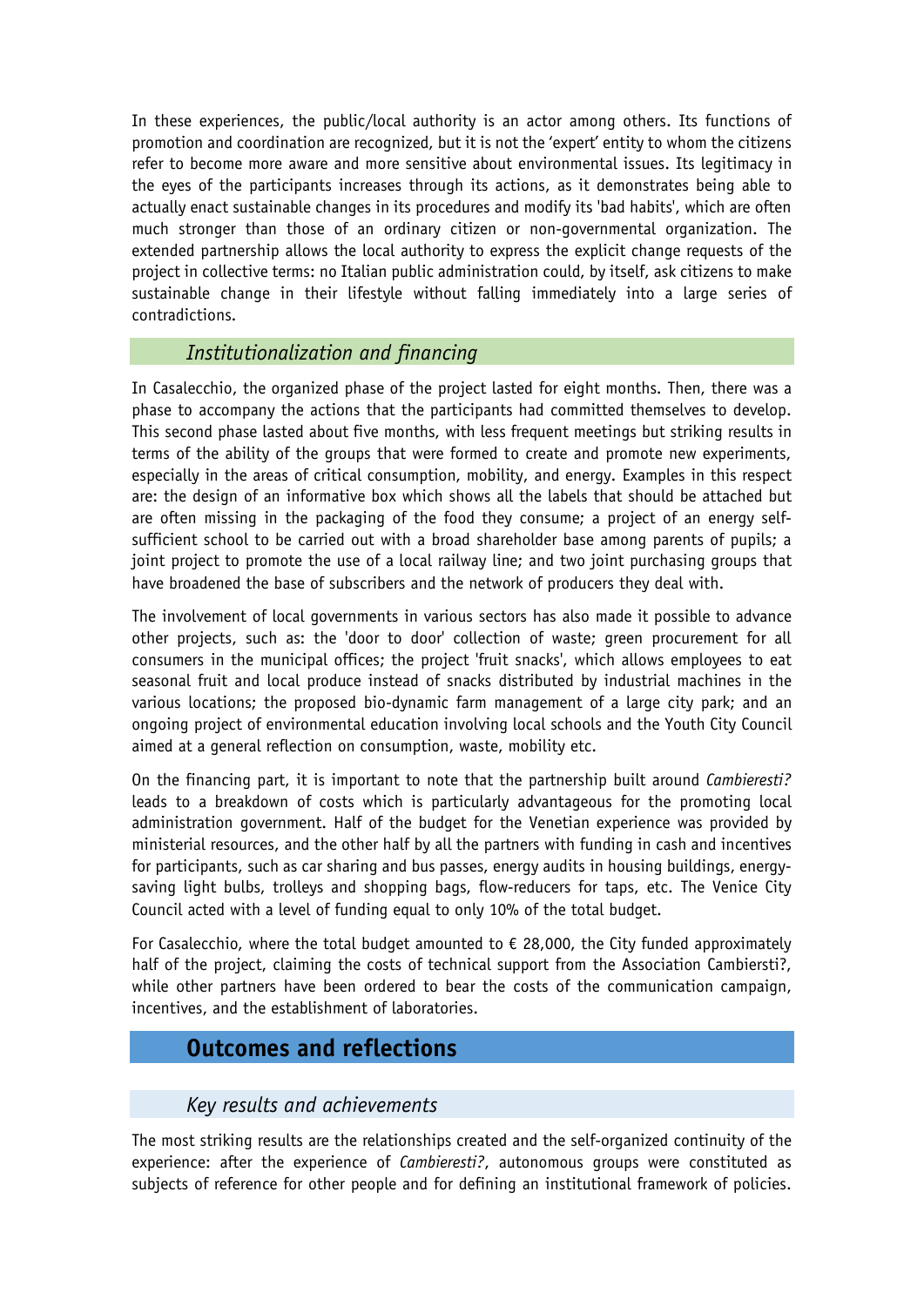In these experiences, the public/local authority is an actor among others. Its functions of promotion and coordination are recognized, but it is not the 'expert' entity to whom the citizens refer to become more aware and more sensitive about environmental issues. Its legitimacy in the eyes of the participants increases through its actions, as it demonstrates being able to actually enact sustainable changes in its procedures and modify its 'bad habits', which are often much stronger than those of an ordinary citizen or non-governmental organization. The extended partnership allows the local authority to express the explicit change requests of the project in collective terms: no Italian public administration could, by itself, ask citizens to make sustainable change in their lifestyle without falling immediately into a large series of contradictions.

### *Institutionalization and financing*

In Casalecchio, the organized phase of the project lasted for eight months. Then, there was a phase to accompany the actions that the participants had committed themselves to develop. This second phase lasted about five months, with less frequent meetings but striking results in terms of the ability of the groups that were formed to create and promote new experiments, especially in the areas of critical consumption, mobility, and energy. Examples in this respect are: the design of an informative box which shows all the labels that should be attached but are often missing in the packaging of the food they consume; a project of an energy self-sufficient school to be carried out with a broad shareholder base among parents of pupils; a joint project to promote the use of a local railway line; and two joint purchasing groups that have broadened the base of subscribers and the network of producers they deal with.

The involvement of local governments in various sectors has also made it possible to advance other projects, such as: the 'door to door' collection of waste; green procurement for all consumers in the municipal offices; the project 'fruit snacks', which allows employees to eat seasonal fruit and local produce instead of snacks distributed by industrial machines in the various locations; the proposed bio-dynamic farm management of a large city park; and an ongoing project of environmental education involving local schools and the Youth City Council aimed at a general reflection on consumption, waste, mobility etc.

On the financing part, it is important to note that the partnership built around *Cambieresti?* leads to a breakdown of costs which is particularly advantageous for the promoting local administration government. Half of the budget for the Venetian experience was provided by ministerial resources, and the other half by all the partners with funding in cash and incentives for participants, such as car sharing and bus passes, energy audits in housing buildings, energy-saving light bulbs, trolleys and shopping bags, flow-reducers for taps, etc. The Venice City Council acted with a level of funding equal to only 10% of the total budget.

For Casalecchio, where the total budget amounted to € 28,000, the City funded approximately half of the project, claiming the costs of technical support from the Association Cambiersti?, while other partners have been ordered to bear the costs of the communication campaign, incentives, and the establishment of laboratories.

## Outcomes and reflections

### *Key results and achievements*

The most striking results are the relationships created and the self-organized continuity of the experience: after the experience of *Cambieresti?*, autonomous groups were constituted as subjects of reference for other people and for defining an institutional framework of policies.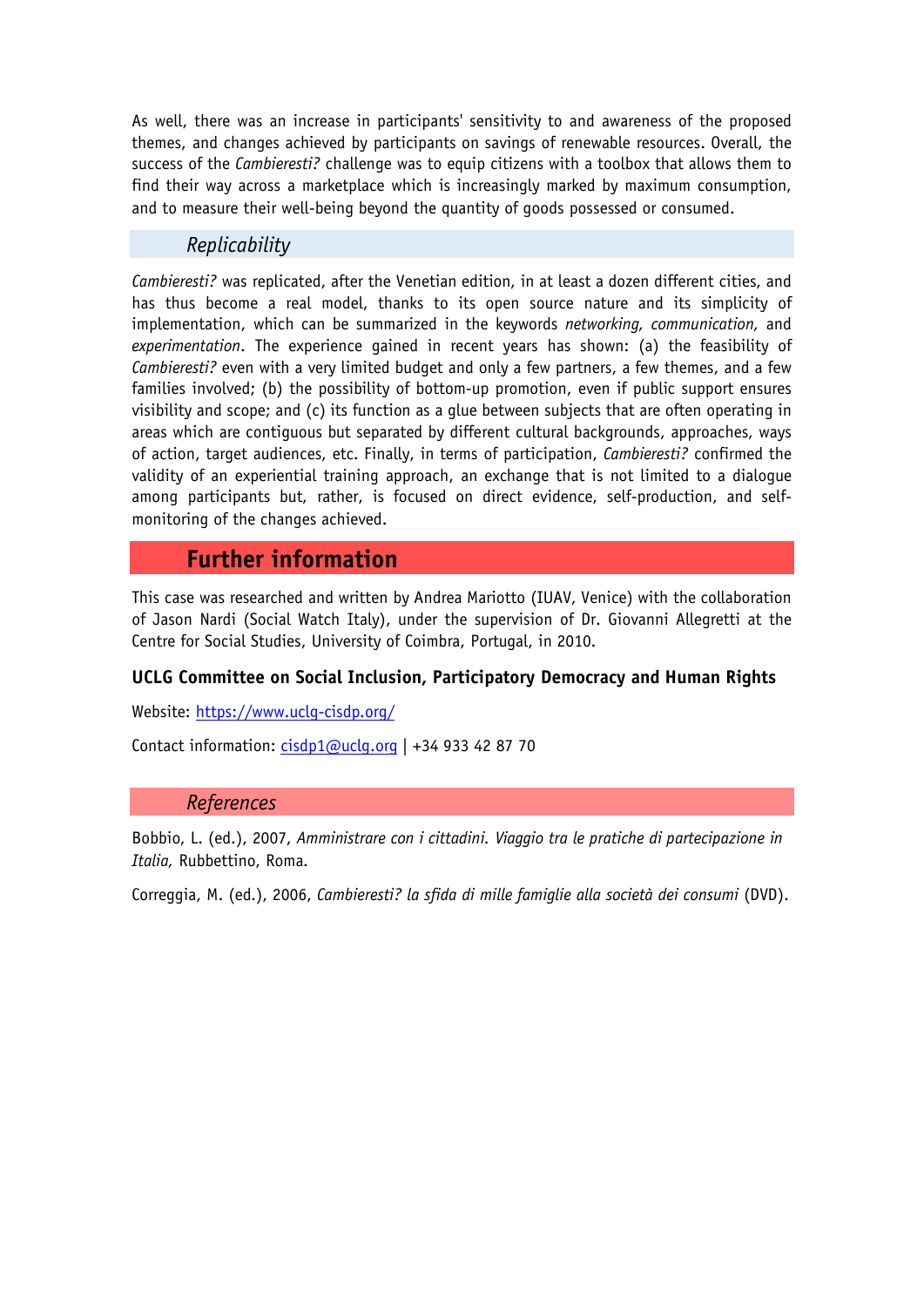As well, there was an increase in participants' sensitivity to and awareness of the proposed themes, and changes achieved by participants on savings of renewable resources. Overall, the success of the *Cambieresti?* challenge was to equip citizens with a toolbox that allows them to find their way across a marketplace which is increasingly marked by maximum consumption, and to measure their well-being beyond the quantity of goods possessed or consumed.

### *Replicability*

*Cambieresti?* was replicated, after the Venetian edition, in at least a dozen different cities, and has thus become a real model, thanks to its open source nature and its simplicity of implementation, which can be summarized in the keywords *networking, communication,* and *experimentation*. The experience gained in recent years has shown: (a) the feasibility of *Cambieresti?* even with a very limited budget and only a few partners, a few themes, and a few families involved; (b) the possibility of bottom-up promotion, even if public support ensures visibility and scope; and (c) its function as a glue between subjects that are often operating in areas which are contiguous but separated by different cultural backgrounds, approaches, ways of action, target audiences, etc. Finally, in terms of participation, *Cambieresti?* confirmed the validity of an experiential training approach, an exchange that is not limited to a dialogue among participants but, rather, is focused on direct evidence, self-production, and self-monitoring of the changes achieved.

## Further information

This case was researched and written by Andrea Mariotto (IUAV, Venice) with the collaboration of Jason Nardi (Social Watch Italy), under the supervision of Dr. Giovanni Allegretti at the Centre for Social Studies, University of Coimbra, Portugal, in 2010.

**UCLG Committee on Social Inclusion, Participatory Democracy and Human Rights**

Website: https://www.uclg-cisdp.org/

Contact information: cisdp1@uclg.org | +34 933 42 87 70

### *References*

Bobbio, L. (ed.), 2007, *Amministrare con i cittadini. Viaggio tra le pratiche di partecipazione in Italia,* Rubbettino, Roma.

Correggia, M. (ed.), 2006, *Cambieresti? la sfida di mille famiglie alla società dei consumi* (DVD).